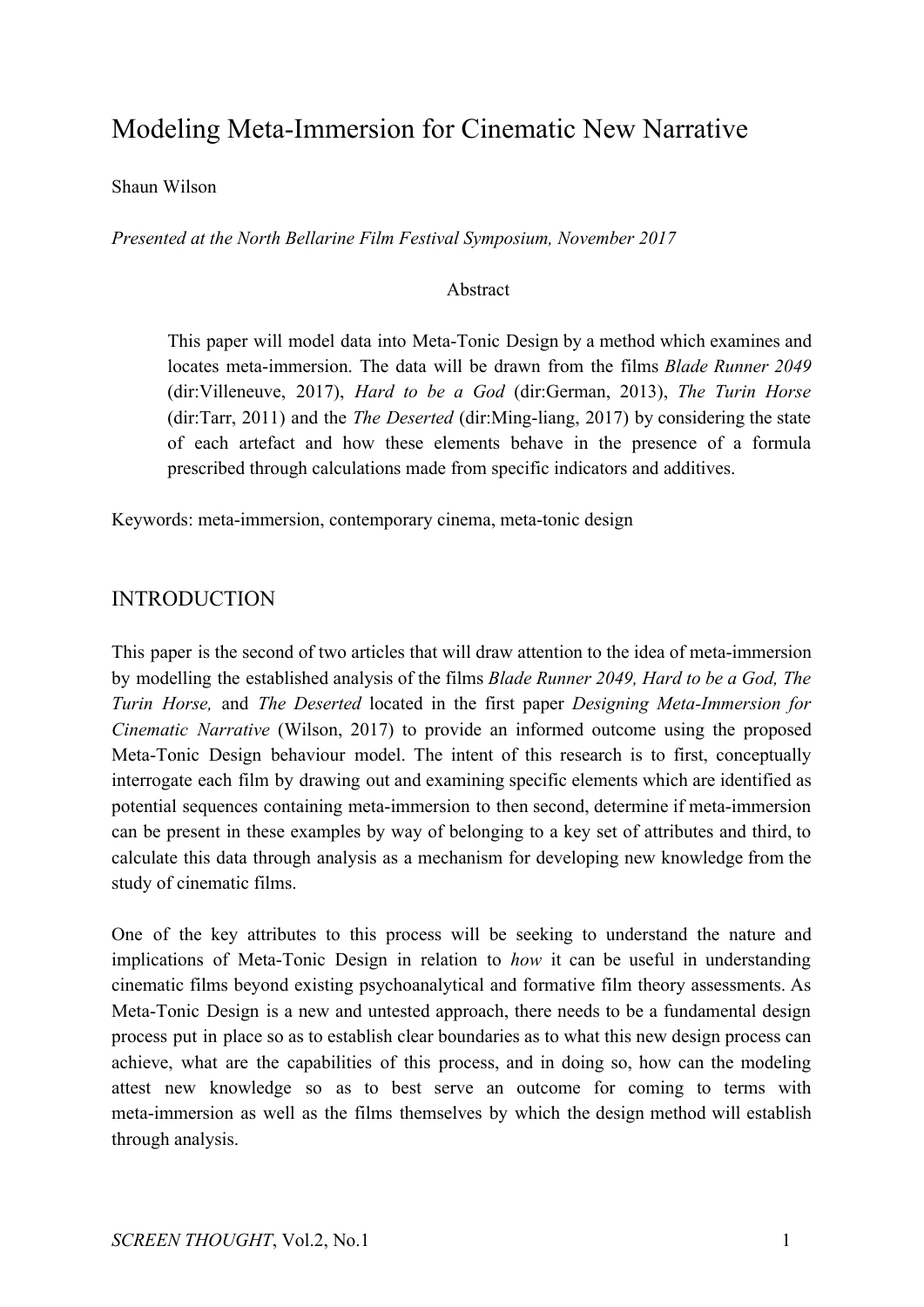# Modeling Meta-Immersion for Cinematic New Narrative

Shaun Wilson

*Presented at the North Bellarine Film Festival Symposium, November 2017*

## Abstract

This paper will model data into Meta-Tonic Design by a method which examines and locates meta-immersion. The data will be drawn from the films *Blade Runner 2049* (dir:Villeneuve, 2017), *Hard to be a God* (dir:German, 2013), *The Turin Horse* (dir:Tarr, 2011) and the *The Deserted* (dir:Ming-liang, 2017) by considering the state of each artefact and how these elements behave in the presence of a formula prescribed through calculations made from specific indicators and additives.

Keywords: meta-immersion, contemporary cinema, meta-tonic design

## INTRODUCTION

This paper is the second of two articles that will draw attention to the idea of meta-immersion by modelling the established analysis of the films *Blade Runner 2049, Hard to be a God, The Turin Horse,* and *The Deserted* located in the first paper *Designing Meta-Immersion for Cinematic Narrative* (Wilson, 2017) to provide an informed outcome using the proposed Meta-Tonic Design behaviour model. The intent of this research is to first, conceptually interrogate each film by drawing out and examining specific elements which are identified as potential sequences containing meta-immersion to then second, determine if meta-immersion can be present in these examples by way of belonging to a key set of attributes and third, to calculate this data through analysis as a mechanism for developing new knowledge from the study of cinematic films.

One of the key attributes to this process will be seeking to understand the nature and implications of Meta-Tonic Design in relation to *how* it can be useful in understanding cinematic films beyond existing psychoanalytical and formative film theory assessments. As Meta-Tonic Design is a new and untested approach, there needs to be a fundamental design process put in place so as to establish clear boundaries as to what this new design process can achieve, what are the capabilities of this process, and in doing so, how can the modeling attest new knowledge so as to best serve an outcome for coming to terms with meta-immersion as well as the films themselves by which the design method will establish through analysis.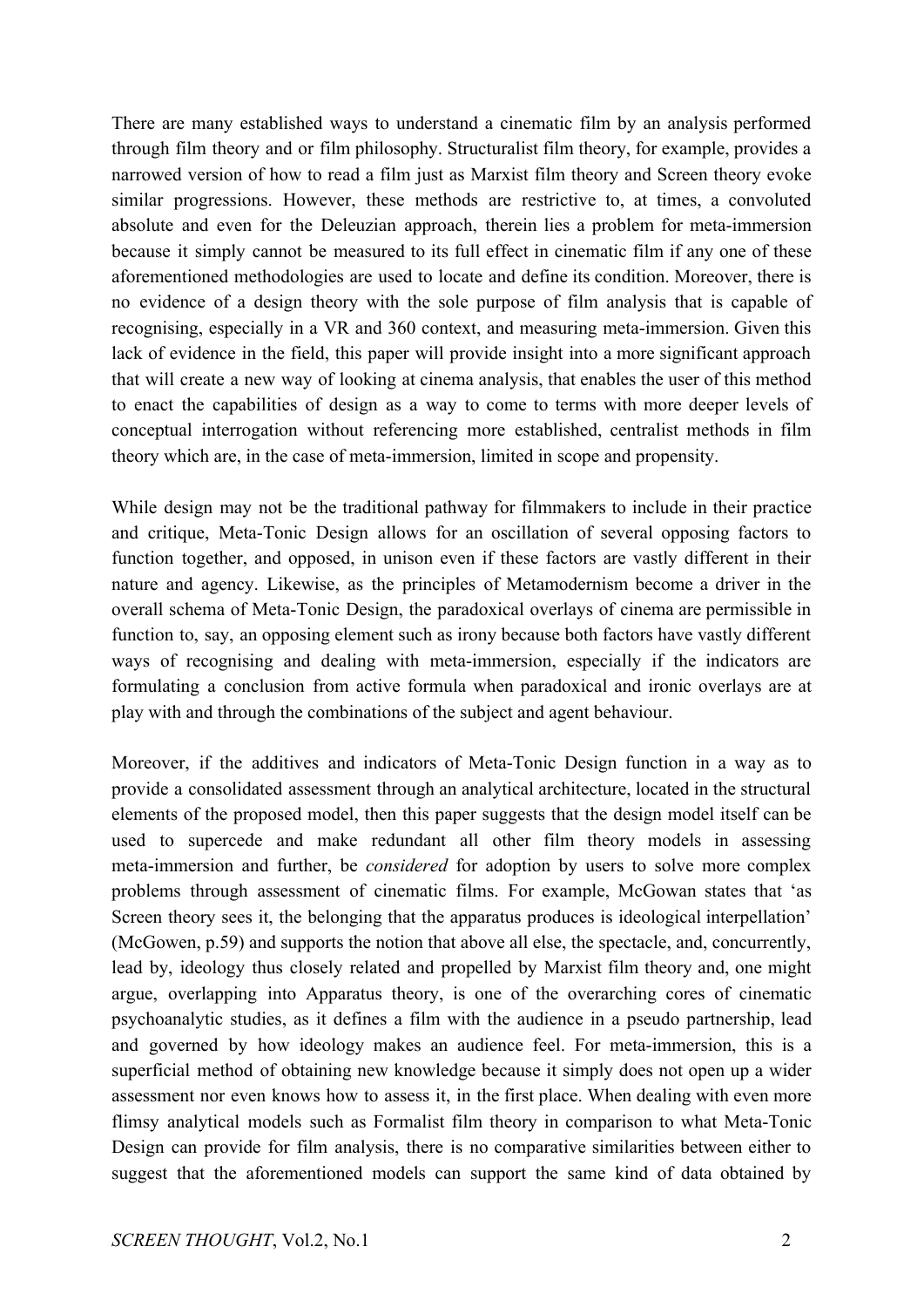There are many established ways to understand a cinematic film by an analysis performed through film theory and or film philosophy. Structuralist film theory, for example, provides a narrowed version of how to read a film just as Marxist film theory and Screen theory evoke similar progressions. However, these methods are restrictive to, at times, a convoluted absolute and even for the Deleuzian approach, therein lies a problem for meta-immersion because it simply cannot be measured to its full effect in cinematic film if any one of these aforementioned methodologies are used to locate and define its condition. Moreover, there is no evidence of a design theory with the sole purpose of film analysis that is capable of recognising, especially in a VR and 360 context, and measuring meta-immersion. Given this lack of evidence in the field, this paper will provide insight into a more significant approach that will create a new way of looking at cinema analysis, that enables the user of this method to enact the capabilities of design as a way to come to terms with more deeper levels of conceptual interrogation without referencing more established, centralist methods in film theory which are, in the case of meta-immersion, limited in scope and propensity.

While design may not be the traditional pathway for filmmakers to include in their practice and critique, Meta-Tonic Design allows for an oscillation of several opposing factors to function together, and opposed, in unison even if these factors are vastly different in their nature and agency. Likewise, as the principles of Metamodernism become a driver in the overall schema of Meta-Tonic Design, the paradoxical overlays of cinema are permissible in function to, say, an opposing element such as irony because both factors have vastly different ways of recognising and dealing with meta-immersion, especially if the indicators are formulating a conclusion from active formula when paradoxical and ironic overlays are at play with and through the combinations of the subject and agent behaviour.

Moreover, if the additives and indicators of Meta-Tonic Design function in a way as to provide a consolidated assessment through an analytical architecture, located in the structural elements of the proposed model, then this paper suggests that the design model itself can be used to supercede and make redundant all other film theory models in assessing meta-immersion and further, be *considered* for adoption by users to solve more complex problems through assessment of cinematic films. For example, McGowan states that 'as Screen theory sees it, the belonging that the apparatus produces is ideological interpellation' (McGowen, p.59) and supports the notion that above all else, the spectacle, and, concurrently, lead by, ideology thus closely related and propelled by Marxist film theory and, one might argue, overlapping into Apparatus theory, is one of the overarching cores of cinematic psychoanalytic studies, as it defines a film with the audience in a pseudo partnership, lead and governed by how ideology makes an audience feel. For meta-immersion, this is a superficial method of obtaining new knowledge because it simply does not open up a wider assessment nor even knows how to assess it, in the first place. When dealing with even more flimsy analytical models such as Formalist film theory in comparison to what Meta-Tonic Design can provide for film analysis, there is no comparative similarities between either to suggest that the aforementioned models can support the same kind of data obtained by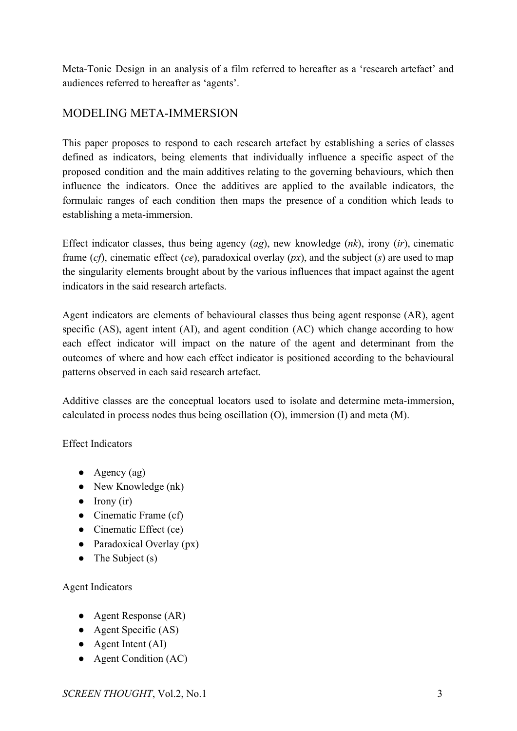Meta-Tonic Design in an analysis of a film referred to hereafter as a 'research artefact' and audiences referred to hereafter as 'agents'.

## MODELING META-IMMERSION

This paper proposes to respond to each research artefact by establishing a series of classes defined as indicators, being elements that individually influence a specific aspect of the proposed condition and the main additives relating to the governing behaviours, which then influence the indicators. Once the additives are applied to the available indicators, the formulaic ranges of each condition then maps the presence of a condition which leads to establishing a meta-immersion.

Effect indicator classes, thus being agency (*ag*), new knowledge (*nk*), irony (*ir*), cinematic frame (*cf*), cinematic effect (*ce*), paradoxical overlay (*px*), and the subject (*s*) are used to map the singularity elements brought about by the various influences that impact against the agent indicators in the said research artefacts.

Agent indicators are elements of behavioural classes thus being agent response (AR), agent specific (AS), agent intent (AI), and agent condition (AC) which change according to how each effect indicator will impact on the nature of the agent and determinant from the outcomes of where and how each effect indicator is positioned according to the behavioural patterns observed in each said research artefact.

Additive classes are the conceptual locators used to isolate and determine meta-immersion, calculated in process nodes thus being oscillation (O), immersion (I) and meta (M).

Effect Indicators

- Agency (ag)
- New Knowledge (nk)
- Irony (ir)
- Cinematic Frame (cf)
- Cinematic Effect (ce)
- Paradoxical Overlay (px)
- The Subject (s)

Agent Indicators

- Agent Response (AR)
- Agent Specific (AS)
- Agent Intent (AI)
- Agent Condition (AC)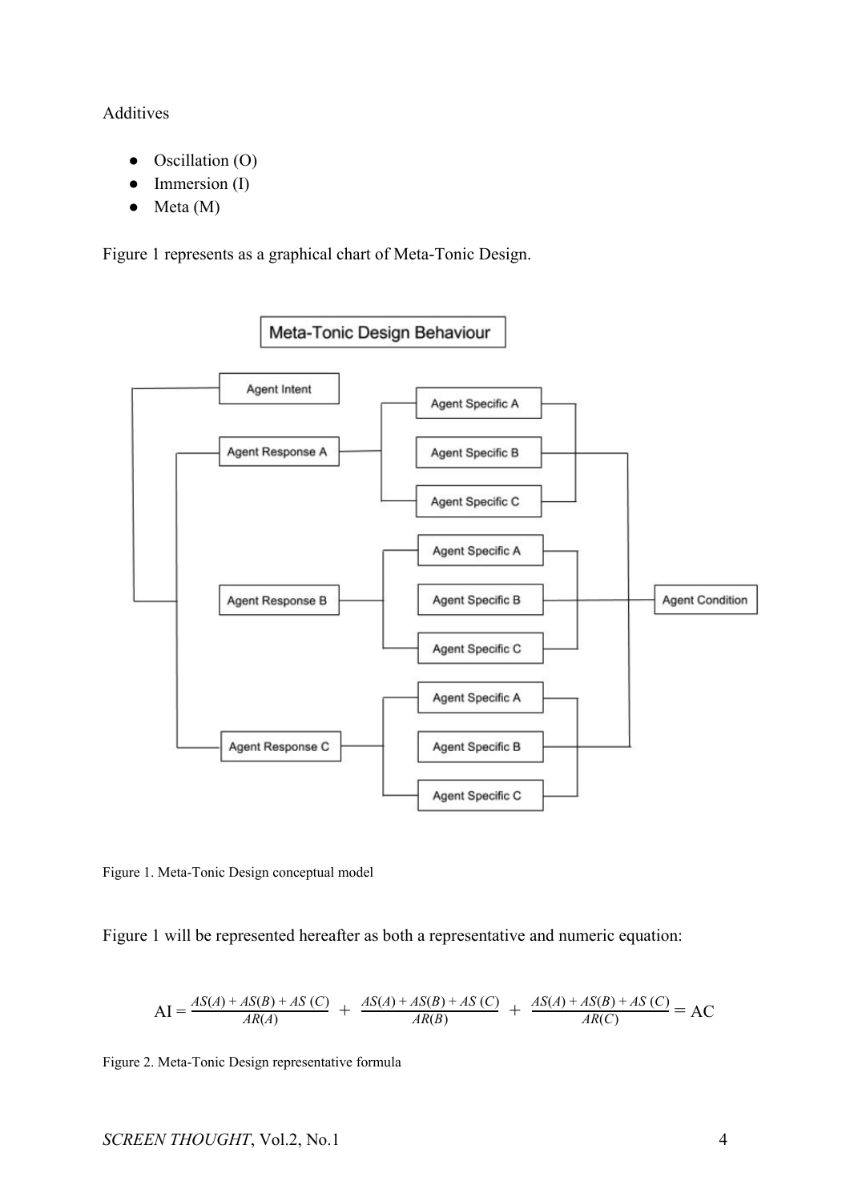Additives

- Oscillation (O)
- Immersion (I)
- Meta (M)

Figure 1 represents as a graphical chart of Meta-Tonic Design.

Figure 1. Meta-Tonic Design conceptual model

Figure 1 will be represented hereafter as both a representative and numeric equation:

$$\text{AI} = \frac{AS(A) + AS(B) + AS\ (C)}{AR(A)} + \frac{AS(A) + AS(B) + AS\ (C)}{AR(B)} + \frac{AS(A) + AS(B) + AS\ (C)}{AR(C)} = \text{AC}$$

Figure 2. Meta-Tonic Design representative formula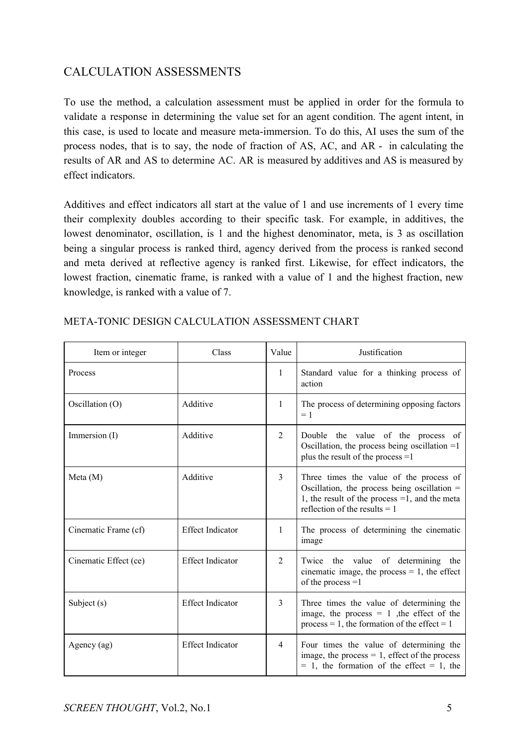## CALCULATION ASSESSMENTS

To use the method, a calculation assessment must be applied in order for the formula to validate a response in determining the value set for an agent condition. The agent intent, in this case, is used to locate and measure meta-immersion. To do this, AI uses the sum of the process nodes, that is to say, the node of fraction of AS, AC, and AR - in calculating the results of AR and AS to determine AC. AR is measured by additives and AS is measured by effect indicators.

Additives and effect indicators all start at the value of 1 and use increments of 1 every time their complexity doubles according to their specific task. For example, in additives, the lowest denominator, oscillation, is 1 and the highest denominator, meta, is 3 as oscillation being a singular process is ranked third, agency derived from the process is ranked second and meta derived at reflective agency is ranked first. Likewise, for effect indicators, the lowest fraction, cinematic frame, is ranked with a value of 1 and the highest fraction, new knowledge, is ranked with a value of 7.

META-TONIC DESIGN CALCULATION ASSESSMENT CHART

| Item or integer | Class | Value | Justification |
|---|---|---|---|
| Process | | 1 | Standard value for a thinking process of action |
| Oscillation (O) | Additive | 1 | The process of determining opposing factors = 1 |
| Immersion (I) | Additive | 2 | Double the value of the process of Oscillation, the process being oscillation =1 plus the result of the process =1 |
| Meta (M) | Additive | 3 | Three times the value of the process of Oscillation, the process being oscillation = 1, the result of the process =1, and the meta reflection of the results = 1 |
| Cinematic Frame (cf) | Effect Indicator | 1 | The process of determining the cinematic image |
| Cinematic Effect (ce) | Effect Indicator | 2 | Twice the value of determining the cinematic image, the process = 1, the effect of the process =1 |
| Subject (s) | Effect Indicator | 3 | Three times the value of determining the image, the process = 1 ,the effect of the process = 1, the formation of the effect = 1 |
| Agency (ag) | Effect Indicator | 4 | Four times the value of determining the image, the process = 1, effect of the process = 1, the formation of the effect = 1, the |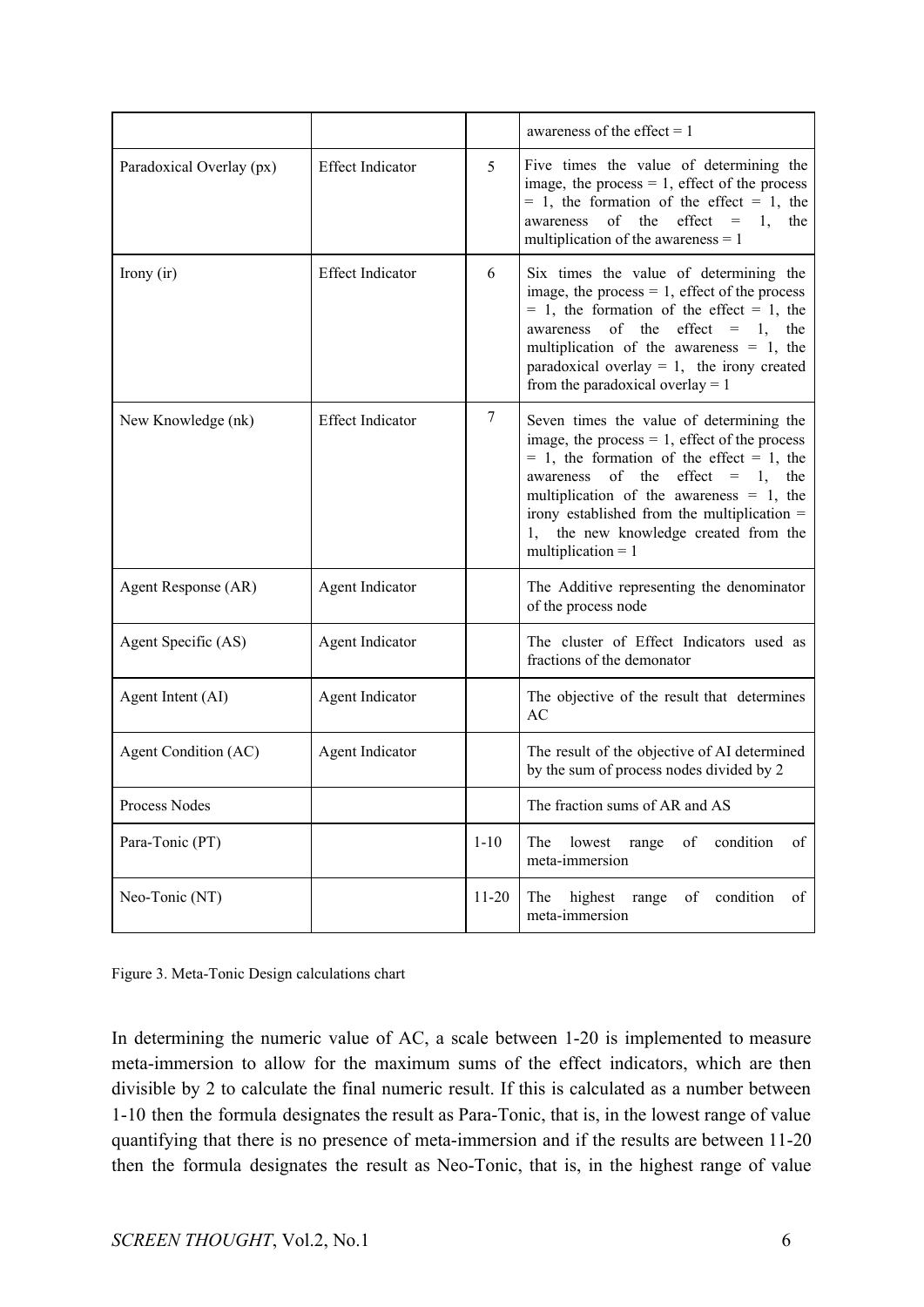| | | | |
|---|---|---|---|
| | | | awareness of the effect = 1 |
| Paradoxical Overlay (px) | Effect Indicator | 5 | Five times the value of determining the image, the process = 1, effect of the process = 1, the formation of the effect = 1, the awareness of the effect = 1, the multiplication of the awareness = 1 |
| Irony (ir) | Effect Indicator | 6 | Six times the value of determining the image, the process = 1, effect of the process = 1, the formation of the effect = 1, the awareness of the effect = 1, the multiplication of the awareness = 1, the paradoxical overlay = 1, the irony created from the paradoxical overlay = 1 |
| New Knowledge (nk) | Effect Indicator | 7 | Seven times the value of determining the image, the process = 1, effect of the process = 1, the formation of the effect = 1, the awareness of the effect = 1, the multiplication of the awareness = 1, the irony established from the multiplication = 1, the new knowledge created from the multiplication = 1 |
| Agent Response (AR) | Agent Indicator | | The Additive representing the denominator of the process node |
| Agent Specific (AS) | Agent Indicator | | The cluster of Effect Indicators used as fractions of the demonator |
| Agent Intent (AI) | Agent Indicator | | The objective of the result that determines AC |
| Agent Condition (AC) | Agent Indicator | | The result of the objective of AI determined by the sum of process nodes divided by 2 |
| Process Nodes | | | The fraction sums of AR and AS |
| Para-Tonic (PT) | | 1-10 | The lowest range of condition of meta-immersion |
| Neo-Tonic (NT) | | 11-20 | The highest range of condition of meta-immersion |

Figure 3. Meta-Tonic Design calculations chart

In determining the numeric value of AC, a scale between 1-20 is implemented to measure meta-immersion to allow for the maximum sums of the effect indicators, which are then divisible by 2 to calculate the final numeric result. If this is calculated as a number between 1-10 then the formula designates the result as Para-Tonic, that is, in the lowest range of value quantifying that there is no presence of meta-immersion and if the results are between 11-20 then the formula designates the result as Neo-Tonic, that is, in the highest range of value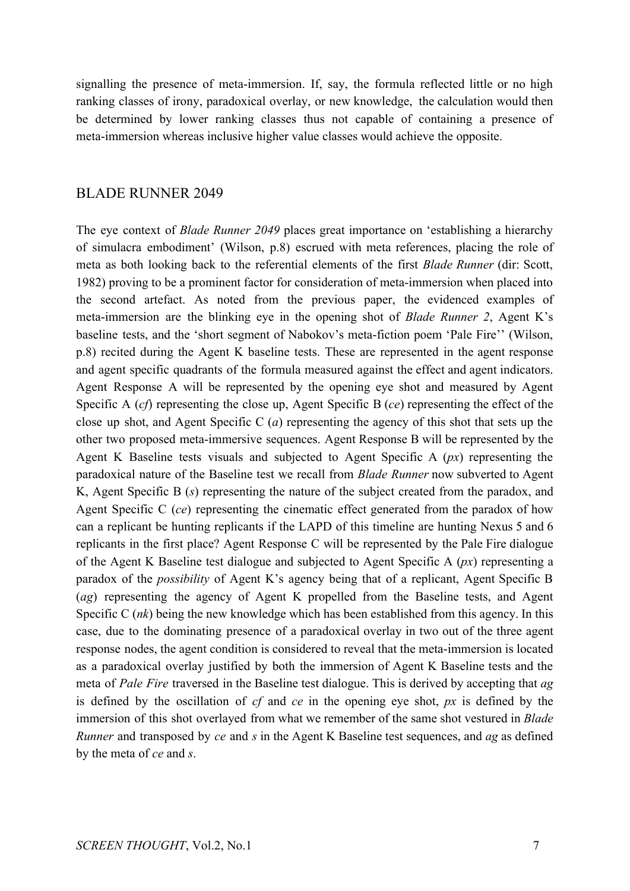signalling the presence of meta-immersion. If, say, the formula reflected little or no high ranking classes of irony, paradoxical overlay, or new knowledge, the calculation would then be determined by lower ranking classes thus not capable of containing a presence of meta-immersion whereas inclusive higher value classes would achieve the opposite.

## BLADE RUNNER 2049

The eye context of *Blade Runner 2049* places great importance on 'establishing a hierarchy of simulacra embodiment' (Wilson, p.8) escrued with meta references, placing the role of meta as both looking back to the referential elements of the first *Blade Runner* (dir: Scott, 1982) proving to be a prominent factor for consideration of meta-immersion when placed into the second artefact. As noted from the previous paper, the evidenced examples of meta-immersion are the blinking eye in the opening shot of *Blade Runner 2*, Agent K's baseline tests, and the 'short segment of Nabokov's meta-fiction poem 'Pale Fire'' (Wilson, p.8) recited during the Agent K baseline tests. These are represented in the agent response and agent specific quadrants of the formula measured against the effect and agent indicators. Agent Response A will be represented by the opening eye shot and measured by Agent Specific A (*cf*) representing the close up, Agent Specific B (*ce*) representing the effect of the close up shot, and Agent Specific C (*a*) representing the agency of this shot that sets up the other two proposed meta-immersive sequences. Agent Response B will be represented by the Agent K Baseline tests visuals and subjected to Agent Specific A (*px*) representing the paradoxical nature of the Baseline test we recall from *Blade Runner* now subverted to Agent K, Agent Specific B (*s*) representing the nature of the subject created from the paradox, and Agent Specific C (*ce*) representing the cinematic effect generated from the paradox of how can a replicant be hunting replicants if the LAPD of this timeline are hunting Nexus 5 and 6 replicants in the first place? Agent Response C will be represented by the Pale Fire dialogue of the Agent K Baseline test dialogue and subjected to Agent Specific A (*px*) representing a paradox of the *possibility* of Agent K's agency being that of a replicant, Agent Specific B (*ag*) representing the agency of Agent K propelled from the Baseline tests, and Agent Specific C (*nk*) being the new knowledge which has been established from this agency. In this case, due to the dominating presence of a paradoxical overlay in two out of the three agent response nodes, the agent condition is considered to reveal that the meta-immersion is located as a paradoxical overlay justified by both the immersion of Agent K Baseline tests and the meta of *Pale Fire* traversed in the Baseline test dialogue. This is derived by accepting that *ag* is defined by the oscillation of *cf* and *ce* in the opening eye shot, *px* is defined by the immersion of this shot overlayed from what we remember of the same shot vestured in *Blade Runner* and transposed by *ce* and *s* in the Agent K Baseline test sequences, and *ag* as defined by the meta of *ce* and *s*.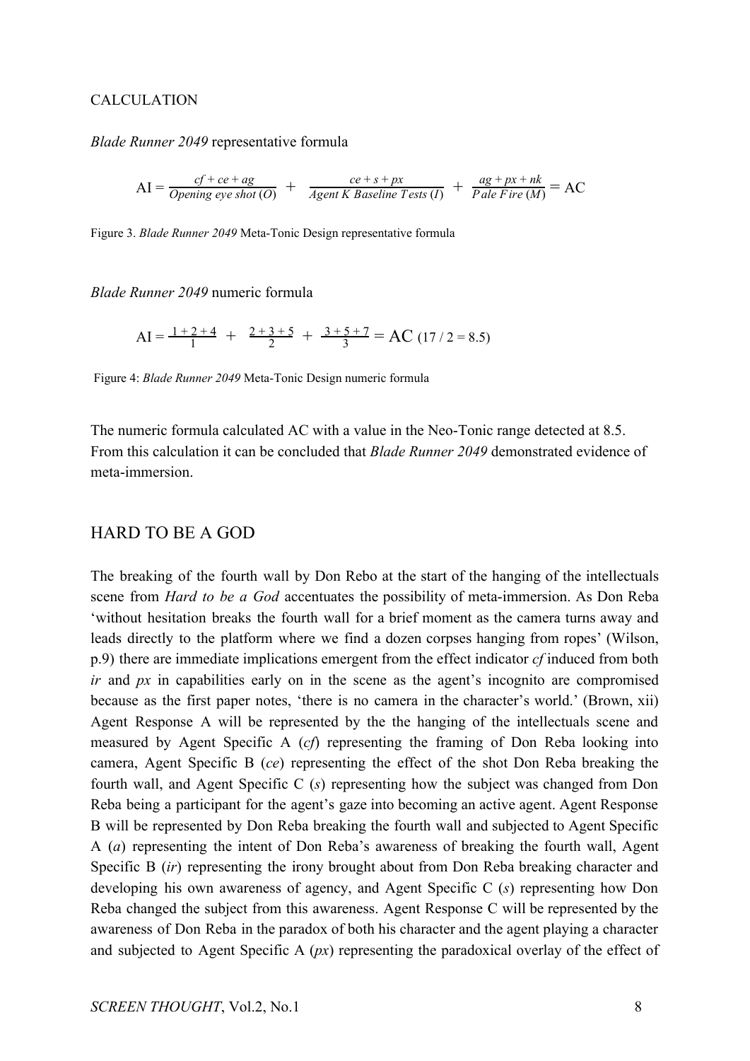CALCULATION

*Blade Runner 2049* representative formula

$$\text{AI} = \frac{cf + ce + ag}{\textit{Opening eye shot}\ (O)} + \frac{ce + s + px}{\textit{Agent K Baseline Tests}\ (I)} + \frac{ag + px + nk}{\textit{Pale Fire}\ (M)} = \text{AC}$$

Figure 3. *Blade Runner 2049* Meta-Tonic Design representative formula

*Blade Runner 2049* numeric formula

$$\text{AI} = \frac{1 + 2 + 4}{1} + \frac{2 + 3 + 5}{2} + \frac{3 + 5 + 7}{3} = \text{AC}\ (17 / 2 = 8.5)$$

Figure 4: *Blade Runner 2049* Meta-Tonic Design numeric formula

The numeric formula calculated AC with a value in the Neo-Tonic range detected at 8.5. From this calculation it can be concluded that *Blade Runner 2049* demonstrated evidence of meta-immersion.

## HARD TO BE A GOD

The breaking of the fourth wall by Don Rebo at the start of the hanging of the intellectuals scene from *Hard to be a God* accentuates the possibility of meta-immersion. As Don Reba 'without hesitation breaks the fourth wall for a brief moment as the camera turns away and leads directly to the platform where we find a dozen corpses hanging from ropes' (Wilson, p.9) there are immediate implications emergent from the effect indicator *cf* induced from both *ir* and *px* in capabilities early on in the scene as the agent's incognito are compromised because as the first paper notes, 'there is no camera in the character's world.' (Brown, xii) Agent Response A will be represented by the the hanging of the intellectuals scene and measured by Agent Specific A (*cf*) representing the framing of Don Reba looking into camera, Agent Specific B (*ce*) representing the effect of the shot Don Reba breaking the fourth wall, and Agent Specific C (*s*) representing how the subject was changed from Don Reba being a participant for the agent's gaze into becoming an active agent. Agent Response B will be represented by Don Reba breaking the fourth wall and subjected to Agent Specific A (*a*) representing the intent of Don Reba's awareness of breaking the fourth wall, Agent Specific B (*ir*) representing the irony brought about from Don Reba breaking character and developing his own awareness of agency, and Agent Specific C (*s*) representing how Don Reba changed the subject from this awareness. Agent Response C will be represented by the awareness of Don Reba in the paradox of both his character and the agent playing a character and subjected to Agent Specific A (*px*) representing the paradoxical overlay of the effect of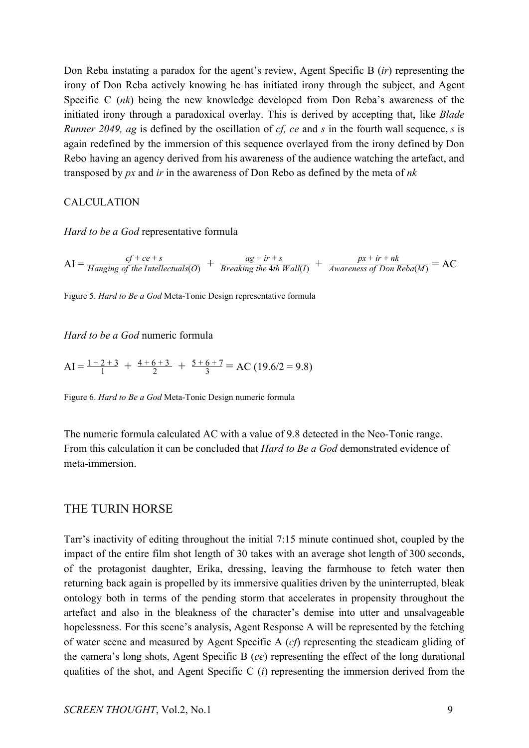Don Reba instating a paradox for the agent's review, Agent Specific B (*ir*) representing the irony of Don Reba actively knowing he has initiated irony through the subject, and Agent Specific C (*nk*) being the new knowledge developed from Don Reba's awareness of the initiated irony through a paradoxical overlay. This is derived by accepting that, like *Blade Runner 2049, ag* is defined by the oscillation of *cf, ce* and *s* in the fourth wall sequence, *s* is again redefined by the immersion of this sequence overlayed from the irony defined by Don Rebo having an agency derived from his awareness of the audience watching the artefact, and transposed by *px* and *ir* in the awareness of Don Rebo as defined by the meta of *nk*

CALCULATION

*Hard to be a God* representative formula

$$\mathrm{AI} = \frac{cf + ce + s}{\textit{Hanging of the Intellectuals}(O)} + \frac{ag + ir + s}{\textit{Breaking the } 4th\ \textit{Wall}(I)} + \frac{px + ir + nk}{\textit{Awareness of Don Reba}(M)} = \mathrm{AC}$$

Figure 5. *Hard to Be a God* Meta-Tonic Design representative formula

*Hard to be a God* numeric formula

$$\mathrm{AI} = \frac{1+2+3}{1} + \frac{4+6+3}{2} + \frac{5+6+7}{3} = \mathrm{AC}\ (19.6/2 = 9.8)$$

Figure 6. *Hard to Be a God* Meta-Tonic Design numeric formula

The numeric formula calculated AC with a value of 9.8 detected in the Neo-Tonic range. From this calculation it can be concluded that *Hard to Be a God* demonstrated evidence of meta-immersion.

## THE TURIN HORSE

Tarr's inactivity of editing throughout the initial 7:15 minute continued shot, coupled by the impact of the entire film shot length of 30 takes with an average shot length of 300 seconds, of the protagonist daughter, Erika, dressing, leaving the farmhouse to fetch water then returning back again is propelled by its immersive qualities driven by the uninterrupted, bleak ontology both in terms of the pending storm that accelerates in propensity throughout the artefact and also in the bleakness of the character's demise into utter and unsalvageable hopelessness. For this scene's analysis, Agent Response A will be represented by the fetching of water scene and measured by Agent Specific A (*cf*) representing the steadicam gliding of the camera's long shots, Agent Specific B (*ce*) representing the effect of the long durational qualities of the shot, and Agent Specific C (*i*) representing the immersion derived from the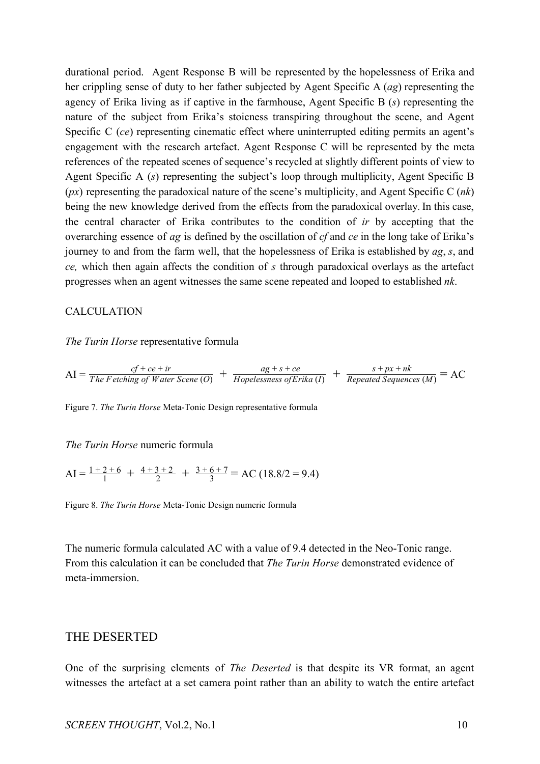durational period. Agent Response B will be represented by the hopelessness of Erika and her crippling sense of duty to her father subjected by Agent Specific A (*ag*) representing the agency of Erika living as if captive in the farmhouse, Agent Specific B (*s*) representing the nature of the subject from Erika's stoicness transpiring throughout the scene, and Agent Specific C (*ce*) representing cinematic effect where uninterrupted editing permits an agent's engagement with the research artefact. Agent Response C will be represented by the meta references of the repeated scenes of sequence's recycled at slightly different points of view to Agent Specific A (*s*) representing the subject's loop through multiplicity, Agent Specific B (*px*) representing the paradoxical nature of the scene's multiplicity, and Agent Specific C (*nk*) being the new knowledge derived from the effects from the paradoxical overlay. In this case, the central character of Erika contributes to the condition of *ir* by accepting that the overarching essence of *ag* is defined by the oscillation of *cf* and *ce* in the long take of Erika's journey to and from the farm well, that the hopelessness of Erika is established by *ag*, *s*, and *ce,* which then again affects the condition of *s* through paradoxical overlays as the artefact progresses when an agent witnesses the same scene repeated and looped to established *nk*.

CALCULATION

*The Turin Horse* representative formula

$$\text{AI} = \frac{cf + ce + ir}{\textit{The Fetching of Water Scene}\ (O)} + \frac{ag + s + ce}{\textit{Hopelessness of Erika}\ (I)} + \frac{s + px + nk}{\textit{Repeated Sequences}\ (M)} = \text{AC}$$

Figure 7. *The Turin Horse* Meta-Tonic Design representative formula

*The Turin Horse* numeric formula

$$\text{AI} = \frac{1+2+6}{1} + \frac{4+3+2}{2} + \frac{3+6+7}{3} = \text{AC}\ (18.8/2 = 9.4)$$

Figure 8. *The Turin Horse* Meta-Tonic Design numeric formula

The numeric formula calculated AC with a value of 9.4 detected in the Neo-Tonic range. From this calculation it can be concluded that *The Turin Horse* demonstrated evidence of meta-immersion.

## THE DESERTED

One of the surprising elements of *The Deserted* is that despite its VR format, an agent witnesses the artefact at a set camera point rather than an ability to watch the entire artefact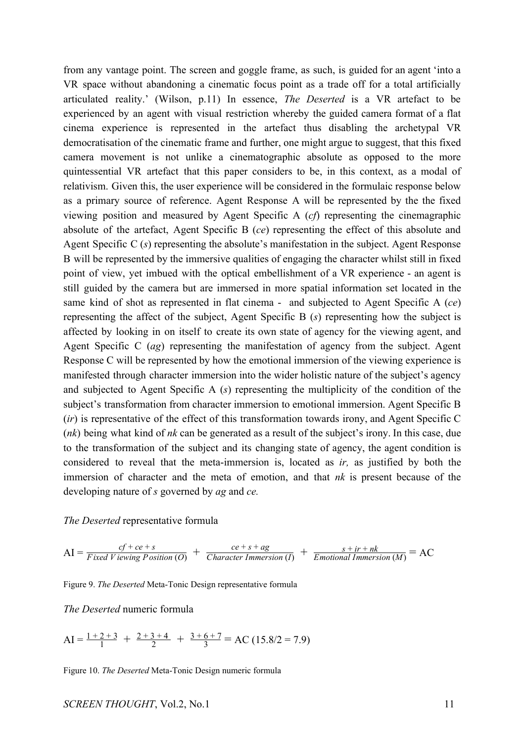from any vantage point. The screen and goggle frame, as such, is guided for an agent 'into a VR space without abandoning a cinematic focus point as a trade off for a total artificially articulated reality.' (Wilson, p.11) In essence, *The Deserted* is a VR artefact to be experienced by an agent with visual restriction whereby the guided camera format of a flat cinema experience is represented in the artefact thus disabling the archetypal VR democratisation of the cinematic frame and further, one might argue to suggest, that this fixed camera movement is not unlike a cinematographic absolute as opposed to the more quintessential VR artefact that this paper considers to be, in this context, as a modal of relativism. Given this, the user experience will be considered in the formulaic response below as a primary source of reference. Agent Response A will be represented by the the fixed viewing position and measured by Agent Specific A (*cf*) representing the cinemagraphic absolute of the artefact, Agent Specific B (*ce*) representing the effect of this absolute and Agent Specific C (*s*) representing the absolute's manifestation in the subject. Agent Response B will be represented by the immersive qualities of engaging the character whilst still in fixed point of view, yet imbued with the optical embellishment of a VR experience - an agent is still guided by the camera but are immersed in more spatial information set located in the same kind of shot as represented in flat cinema - and subjected to Agent Specific A (*ce*) representing the affect of the subject, Agent Specific B (*s*) representing how the subject is affected by looking in on itself to create its own state of agency for the viewing agent, and Agent Specific C (*ag*) representing the manifestation of agency from the subject. Agent Response C will be represented by how the emotional immersion of the viewing experience is manifested through character immersion into the wider holistic nature of the subject's agency and subjected to Agent Specific A (*s*) representing the multiplicity of the condition of the subject's transformation from character immersion to emotional immersion. Agent Specific B (*ir*) is representative of the effect of this transformation towards irony, and Agent Specific C (*nk*) being what kind of *nk* can be generated as a result of the subject's irony. In this case, due to the transformation of the subject and its changing state of agency, the agent condition is considered to reveal that the meta-immersion is, located as *ir,* as justified by both the immersion of character and the meta of emotion, and that *nk* is present because of the developing nature of *s* governed by *ag* and *ce.*

*The Deserted* representative formula

$$\text{AI} = \frac{cf + ce + s}{Fixed\ Viewing\ Position\ (O)} + \frac{ce + s + ag}{Character\ Immersion\ (I)} + \frac{s + ir + nk}{Emotional\ Immersion\ (M)} = \text{AC}$$

Figure 9. *The Deserted* Meta-Tonic Design representative formula

*The Deserted* numeric formula

$$\text{AI} = \frac{1+2+3}{1} + \frac{2+3+4}{2} + \frac{3+6+7}{3} = \text{AC}\ (15.8/2 = 7.9)$$

Figure 10. *The Deserted* Meta-Tonic Design numeric formula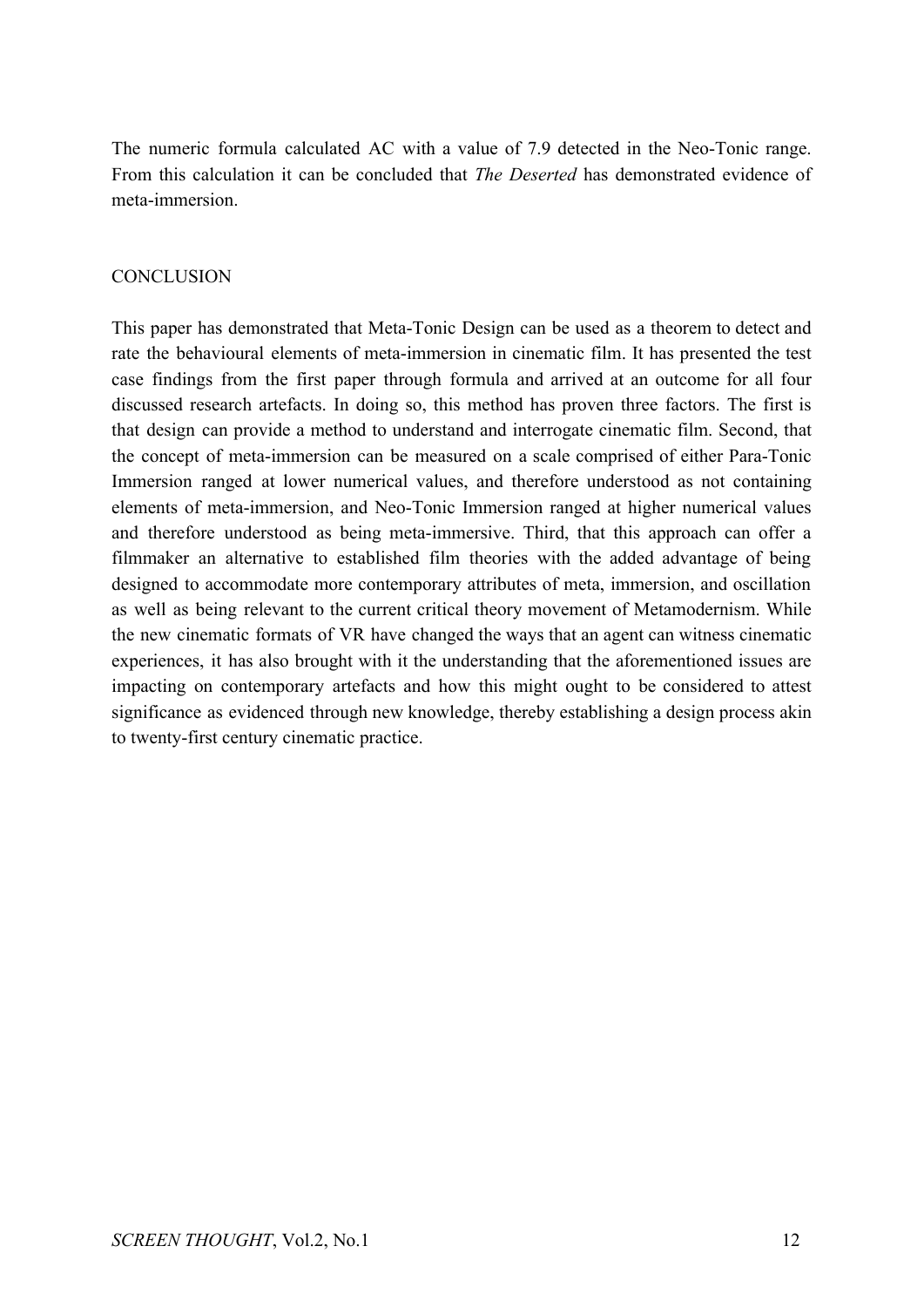The numeric formula calculated AC with a value of 7.9 detected in the Neo-Tonic range. From this calculation it can be concluded that *The Deserted* has demonstrated evidence of meta-immersion.

## CONCLUSION

This paper has demonstrated that Meta-Tonic Design can be used as a theorem to detect and rate the behavioural elements of meta-immersion in cinematic film. It has presented the test case findings from the first paper through formula and arrived at an outcome for all four discussed research artefacts. In doing so, this method has proven three factors. The first is that design can provide a method to understand and interrogate cinematic film. Second, that the concept of meta-immersion can be measured on a scale comprised of either Para-Tonic Immersion ranged at lower numerical values, and therefore understood as not containing elements of meta-immersion, and Neo-Tonic Immersion ranged at higher numerical values and therefore understood as being meta-immersive. Third, that this approach can offer a filmmaker an alternative to established film theories with the added advantage of being designed to accommodate more contemporary attributes of meta, immersion, and oscillation as well as being relevant to the current critical theory movement of Metamodernism. While the new cinematic formats of VR have changed the ways that an agent can witness cinematic experiences, it has also brought with it the understanding that the aforementioned issues are impacting on contemporary artefacts and how this might ought to be considered to attest significance as evidenced through new knowledge, thereby establishing a design process akin to twenty-first century cinematic practice.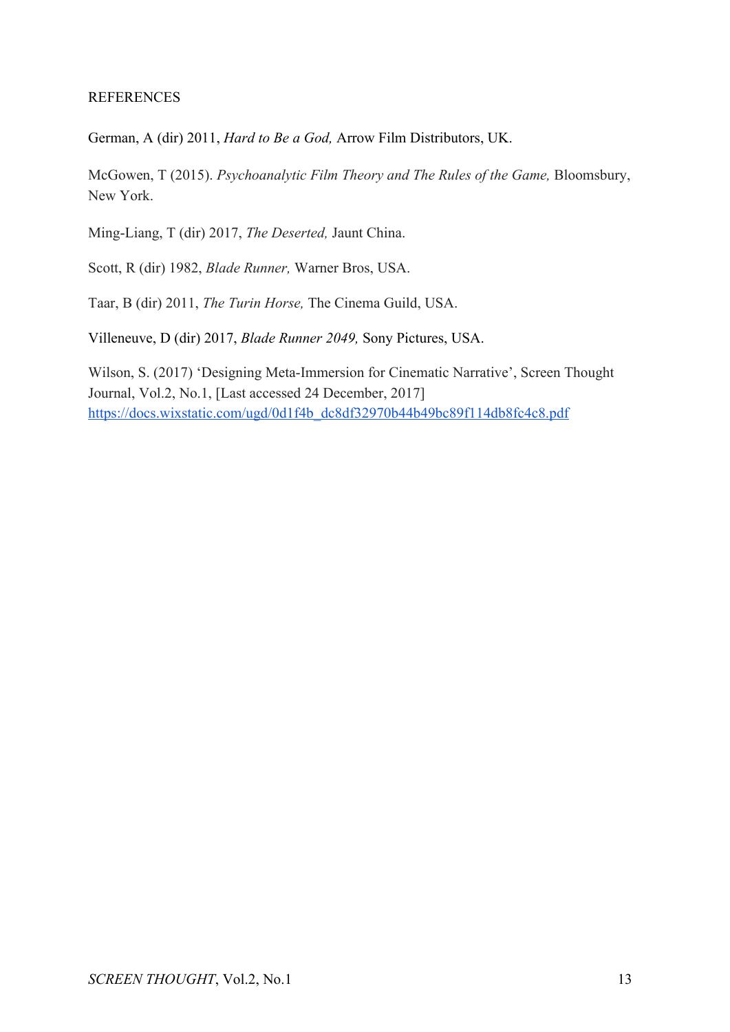## REFERENCES

German, A (dir) 2011, *Hard to Be a God,* Arrow Film Distributors, UK.

McGowen, T (2015). *Psychoanalytic Film Theory and The Rules of the Game,* Bloomsbury, New York.

Ming-Liang, T (dir) 2017, *The Deserted,* Jaunt China.

Scott, R (dir) 1982, *Blade Runner,* Warner Bros, USA.

Taar, B (dir) 2011, *The Turin Horse,* The Cinema Guild, USA.

Villeneuve, D (dir) 2017, *Blade Runner 2049,* Sony Pictures, USA.

Wilson, S. (2017) 'Designing Meta-Immersion for Cinematic Narrative', Screen Thought Journal, Vol.2, No.1, [Last accessed 24 December, 2017] https://docs.wixstatic.com/ugd/0d1f4b_dc8df32970b44b49bc89f114db8fc4c8.pdf